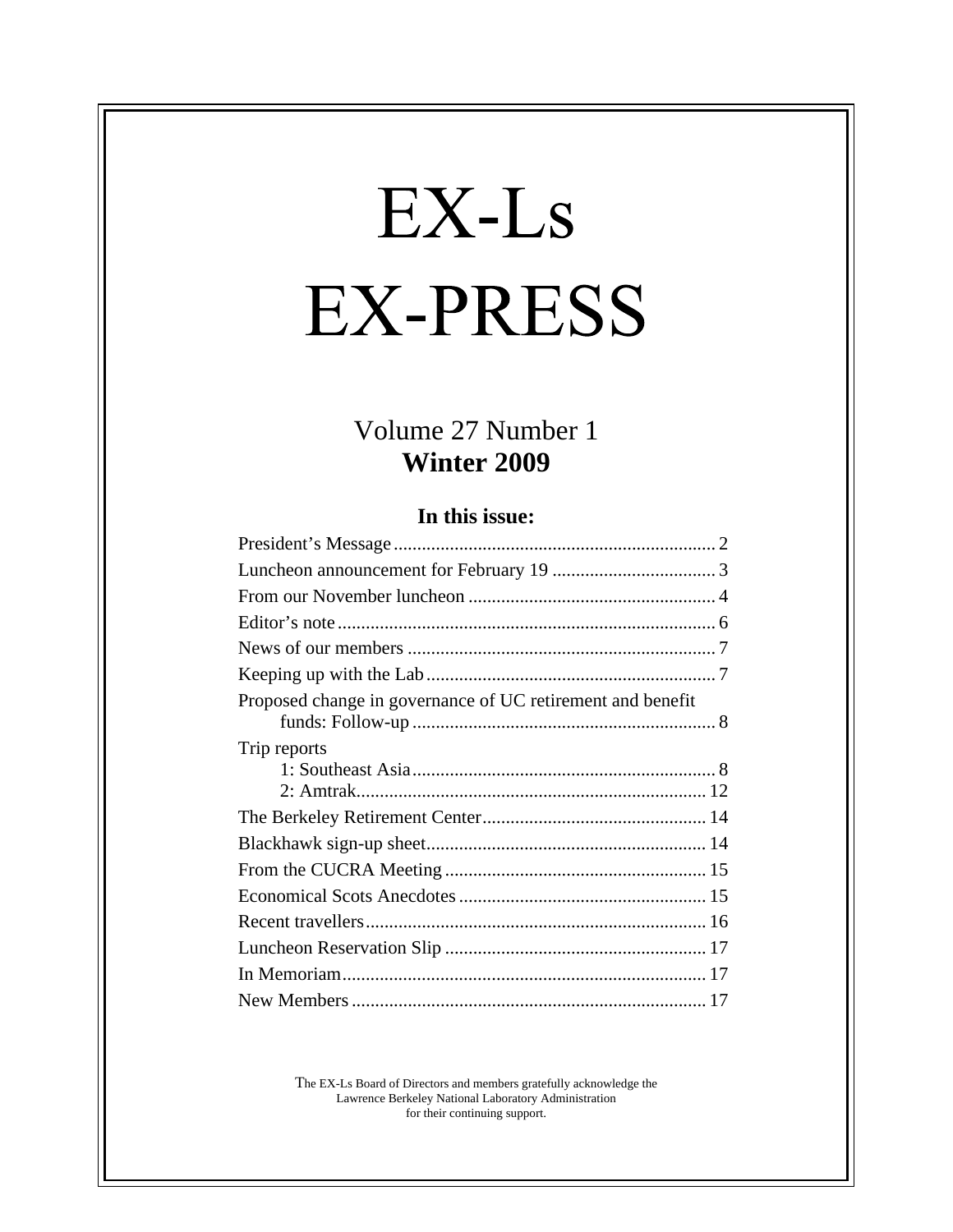# EX-Ls EX-PRESS

## Volume 27 Number 1
## **Winter 2009**

### In this issue:

| | |
|---|---|
| President's Message | 2 |
| Luncheon announcement for February 19 | 3 |
| From our November luncheon | 4 |
| Editor's note | 6 |
| News of our members | 7 |
| Keeping up with the Lab | 7 |
| Proposed change in governance of UC retirement and benefit funds: Follow-up | 8 |
| Trip reports | |
| 1: Southeast Asia | 8 |
| 2: Amtrak | 12 |
| The Berkeley Retirement Center | 14 |
| Blackhawk sign-up sheet | 14 |
| From the CUCRA Meeting | 15 |
| Economical Scots Anecdotes | 15 |
| Recent travellers | 16 |
| Luncheon Reservation Slip | 17 |
| In Memoriam | 17 |
| New Members | 17 |

The EX-Ls Board of Directors and members gratefully acknowledge the Lawrence Berkeley National Laboratory Administration for their continuing support.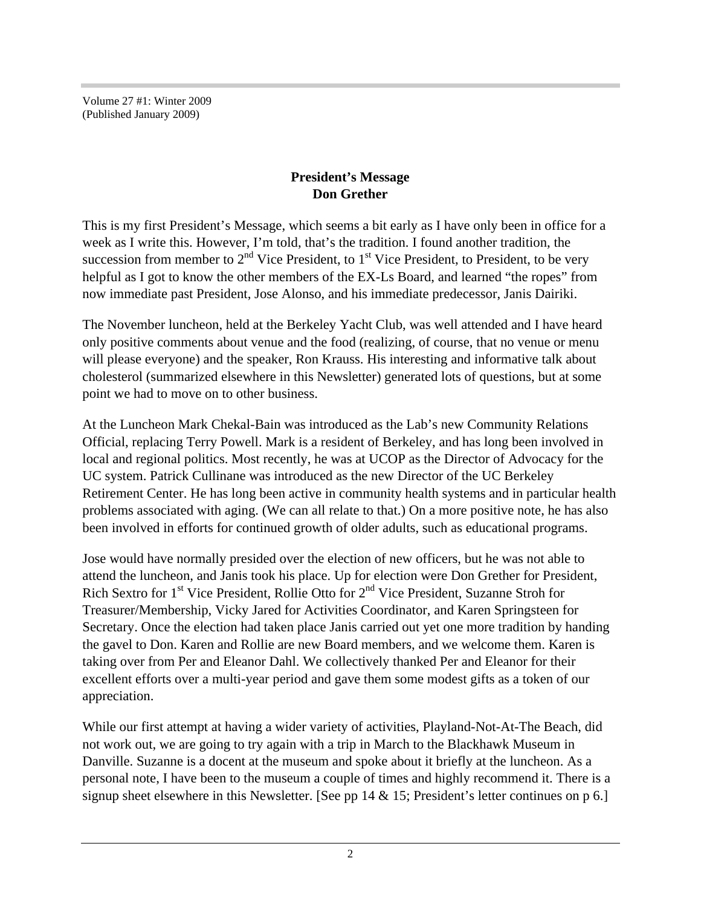Volume 27 #1: Winter 2009
(Published January 2009)

## President's Message
## Don Grether

This is my first President's Message, which seems a bit early as I have only been in office for a week as I write this. However, I'm told, that's the tradition. I found another tradition, the succession from member to 2nd Vice President, to 1st Vice President, to President, to be very helpful as I got to know the other members of the EX-Ls Board, and learned "the ropes" from now immediate past President, Jose Alonso, and his immediate predecessor, Janis Dairiki.

The November luncheon, held at the Berkeley Yacht Club, was well attended and I have heard only positive comments about venue and the food (realizing, of course, that no venue or menu will please everyone) and the speaker, Ron Krauss. His interesting and informative talk about cholesterol (summarized elsewhere in this Newsletter) generated lots of questions, but at some point we had to move on to other business.

At the Luncheon Mark Chekal-Bain was introduced as the Lab's new Community Relations Official, replacing Terry Powell. Mark is a resident of Berkeley, and has long been involved in local and regional politics. Most recently, he was at UCOP as the Director of Advocacy for the UC system. Patrick Cullinane was introduced as the new Director of the UC Berkeley Retirement Center. He has long been active in community health systems and in particular health problems associated with aging. (We can all relate to that.) On a more positive note, he has also been involved in efforts for continued growth of older adults, such as educational programs.

Jose would have normally presided over the election of new officers, but he was not able to attend the luncheon, and Janis took his place. Up for election were Don Grether for President, Rich Sextro for 1st Vice President, Rollie Otto for 2nd Vice President, Suzanne Stroh for Treasurer/Membership, Vicky Jared for Activities Coordinator, and Karen Springsteen for Secretary. Once the election had taken place Janis carried out yet one more tradition by handing the gavel to Don. Karen and Rollie are new Board members, and we welcome them. Karen is taking over from Per and Eleanor Dahl. We collectively thanked Per and Eleanor for their excellent efforts over a multi-year period and gave them some modest gifts as a token of our appreciation.

While our first attempt at having a wider variety of activities, Playland-Not-At-The Beach, did not work out, we are going to try again with a trip in March to the Blackhawk Museum in Danville. Suzanne is a docent at the museum and spoke about it briefly at the luncheon. As a personal note, I have been to the museum a couple of times and highly recommend it. There is a signup sheet elsewhere in this Newsletter. [See pp 14 & 15; President's letter continues on p 6.]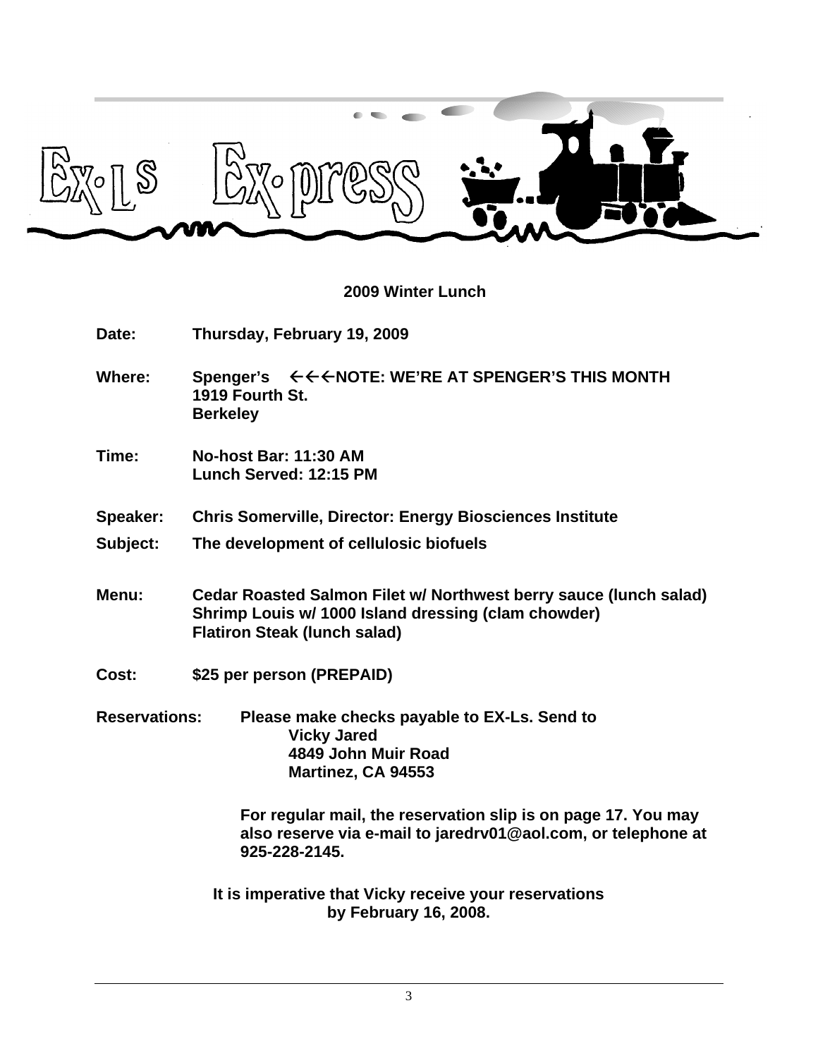# 2009 Winter Lunch

**Date:** Thursday, February 19, 2009

**Where:** Spenger's ←←←NOTE: WE'RE AT SPENGER'S THIS MONTH
1919 Fourth St.
Berkeley

**Time:** No-host Bar: 11:30 AM
Lunch Served: 12:15 PM

**Speaker:** Chris Somerville, Director: Energy Biosciences Institute

**Subject:** The development of cellulosic biofuels

**Menu:** Cedar Roasted Salmon Filet w/ Northwest berry sauce (lunch salad)
Shrimp Louis w/ 1000 Island dressing (clam chowder)
Flatiron Steak (lunch salad)

**Cost:** $25 per person (PREPAID)

**Reservations:** Please make checks payable to EX-Ls. Send to
Vicky Jared
4849 John Muir Road
Martinez, CA 94553

For regular mail, the reservation slip is on page 17. You may also reserve via e-mail to jaredrv01@aol.com, or telephone at 925-228-2145.

**It is imperative that Vicky receive your reservations by February 16, 2008.**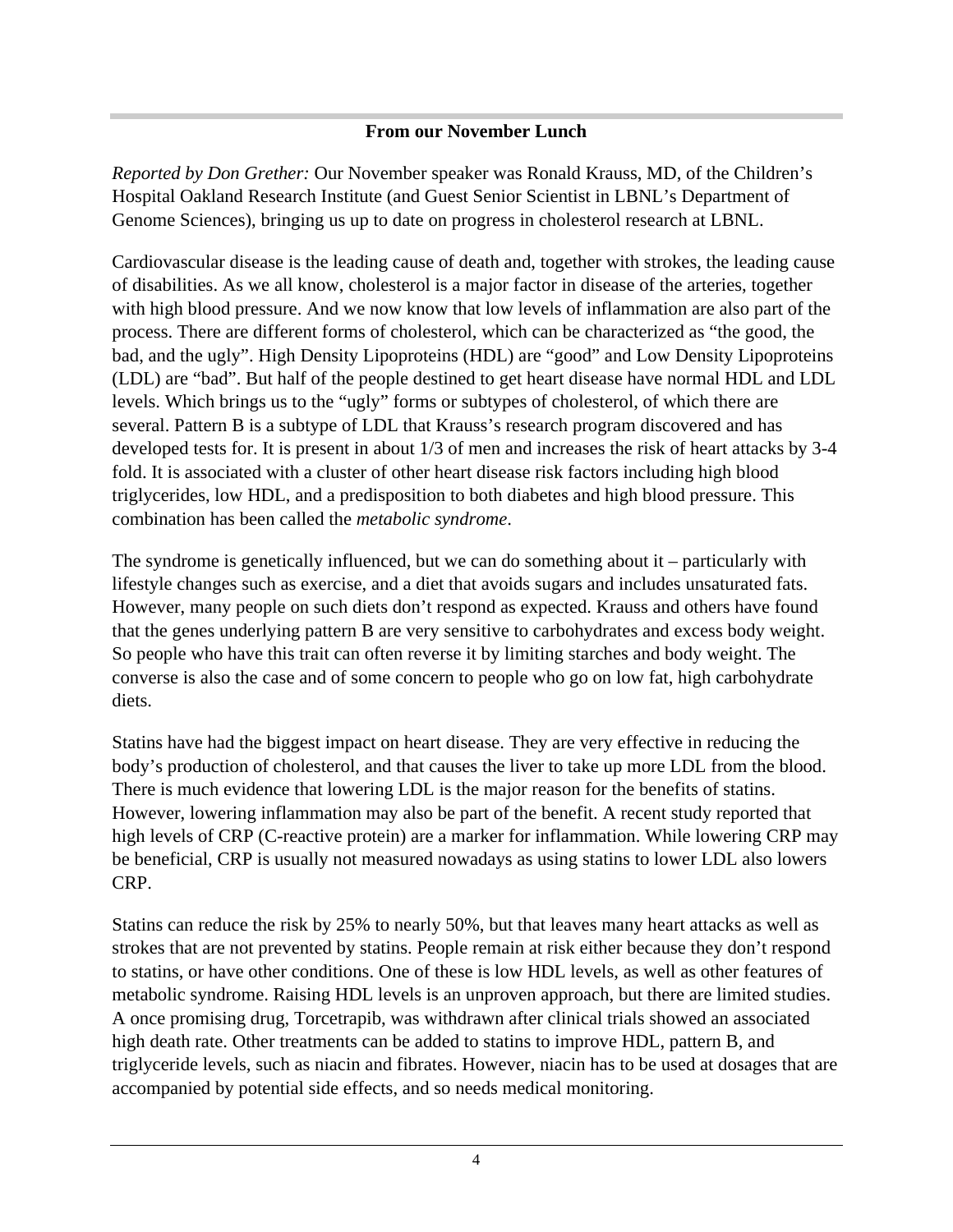## From our November Lunch

*Reported by Don Grether:* Our November speaker was Ronald Krauss, MD, of the Children's Hospital Oakland Research Institute (and Guest Senior Scientist in LBNL's Department of Genome Sciences), bringing us up to date on progress in cholesterol research at LBNL.

Cardiovascular disease is the leading cause of death and, together with strokes, the leading cause of disabilities. As we all know, cholesterol is a major factor in disease of the arteries, together with high blood pressure. And we now know that low levels of inflammation are also part of the process. There are different forms of cholesterol, which can be characterized as "the good, the bad, and the ugly". High Density Lipoproteins (HDL) are "good" and Low Density Lipoproteins (LDL) are "bad". But half of the people destined to get heart disease have normal HDL and LDL levels. Which brings us to the "ugly" forms or subtypes of cholesterol, of which there are several. Pattern B is a subtype of LDL that Krauss's research program discovered and has developed tests for. It is present in about 1/3 of men and increases the risk of heart attacks by 3-4 fold. It is associated with a cluster of other heart disease risk factors including high blood triglycerides, low HDL, and a predisposition to both diabetes and high blood pressure. This combination has been called the *metabolic syndrome*.

The syndrome is genetically influenced, but we can do something about it – particularly with lifestyle changes such as exercise, and a diet that avoids sugars and includes unsaturated fats. However, many people on such diets don't respond as expected. Krauss and others have found that the genes underlying pattern B are very sensitive to carbohydrates and excess body weight. So people who have this trait can often reverse it by limiting starches and body weight. The converse is also the case and of some concern to people who go on low fat, high carbohydrate diets.

Statins have had the biggest impact on heart disease. They are very effective in reducing the body's production of cholesterol, and that causes the liver to take up more LDL from the blood. There is much evidence that lowering LDL is the major reason for the benefits of statins. However, lowering inflammation may also be part of the benefit. A recent study reported that high levels of CRP (C-reactive protein) are a marker for inflammation. While lowering CRP may be beneficial, CRP is usually not measured nowadays as using statins to lower LDL also lowers CRP.

Statins can reduce the risk by 25% to nearly 50%, but that leaves many heart attacks as well as strokes that are not prevented by statins. People remain at risk either because they don't respond to statins, or have other conditions. One of these is low HDL levels, as well as other features of metabolic syndrome. Raising HDL levels is an unproven approach, but there are limited studies. A once promising drug, Torcetrapib, was withdrawn after clinical trials showed an associated high death rate. Other treatments can be added to statins to improve HDL, pattern B, and triglyceride levels, such as niacin and fibrates. However, niacin has to be used at dosages that are accompanied by potential side effects, and so needs medical monitoring.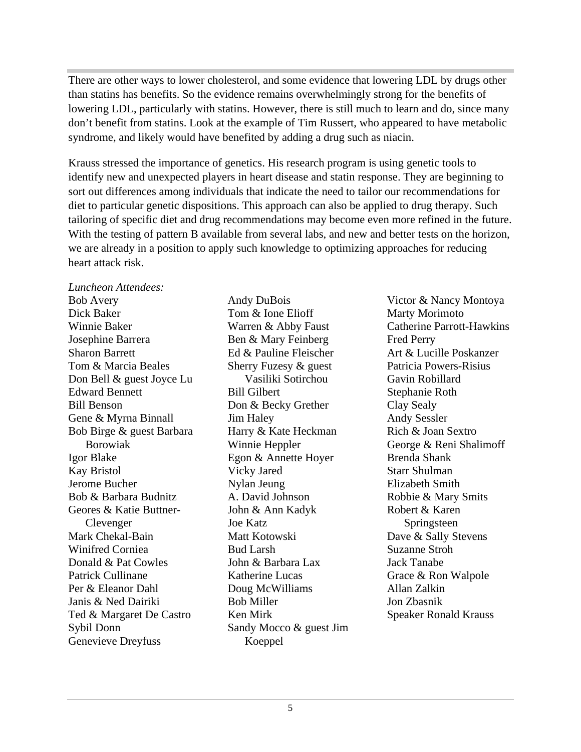There are other ways to lower cholesterol, and some evidence that lowering LDL by drugs other than statins has benefits. So the evidence remains overwhelmingly strong for the benefits of lowering LDL, particularly with statins. However, there is still much to learn and do, since many don't benefit from statins. Look at the example of Tim Russert, who appeared to have metabolic syndrome, and likely would have benefited by adding a drug such as niacin.

Krauss stressed the importance of genetics. His research program is using genetic tools to identify new and unexpected players in heart disease and statin response. They are beginning to sort out differences among individuals that indicate the need to tailor our recommendations for diet to particular genetic dispositions. This approach can also be applied to drug therapy. Such tailoring of specific diet and drug recommendations may become even more refined in the future. With the testing of pattern B available from several labs, and new and better tests on the horizon, we are already in a position to apply such knowledge to optimizing approaches for reducing heart attack risk.

*Luncheon Attendees:*

Bob Avery
Dick Baker
Winnie Baker
Josephine Barrera
Sharon Barrett
Tom & Marcia Beales
Don Bell & guest Joyce Lu
Edward Bennett
Bill Benson
Gene & Myrna Binnall
Bob Birge & guest Barbara Borowiak
Igor Blake
Kay Bristol
Jerome Bucher
Bob & Barbara Budnitz
Geores & Katie Buttner-Clevenger
Mark Chekal-Bain
Winifred Corniea
Donald & Pat Cowles
Patrick Cullinane
Per & Eleanor Dahl
Janis & Ned Dairiki
Ted & Margaret De Castro
Sybil Donn
Genevieve Dreyfuss
Andy DuBois
Tom & Ione Elioff
Warren & Abby Faust
Ben & Mary Feinberg
Ed & Pauline Fleischer
Sherry Fuzesy & guest Vasiliki Sotirchou
Bill Gilbert
Don & Becky Grether
Jim Haley
Harry & Kate Heckman
Winnie Heppler
Egon & Annette Hoyer
Vicky Jared
Nylan Jeung
A. David Johnson
John & Ann Kadyk
Joe Katz
Matt Kotowski
Bud Larsh
John & Barbara Lax
Katherine Lucas
Doug McWilliams
Bob Miller
Ken Mirk
Sandy Mocco & guest Jim Koeppel
Victor & Nancy Montoya
Marty Morimoto
Catherine Parrott-Hawkins
Fred Perry
Art & Lucille Poskanzer
Patricia Powers-Risius
Gavin Robillard
Stephanie Roth
Clay Sealy
Andy Sessler
Rich & Joan Sextro
George & Reni Shalimoff
Brenda Shank
Starr Shulman
Elizabeth Smith
Robbie & Mary Smits
Robert & Karen Springsteen
Dave & Sally Stevens
Suzanne Stroh
Jack Tanabe
Grace & Ron Walpole
Allan Zalkin
Jon Zbasnik
Speaker Ronald Krauss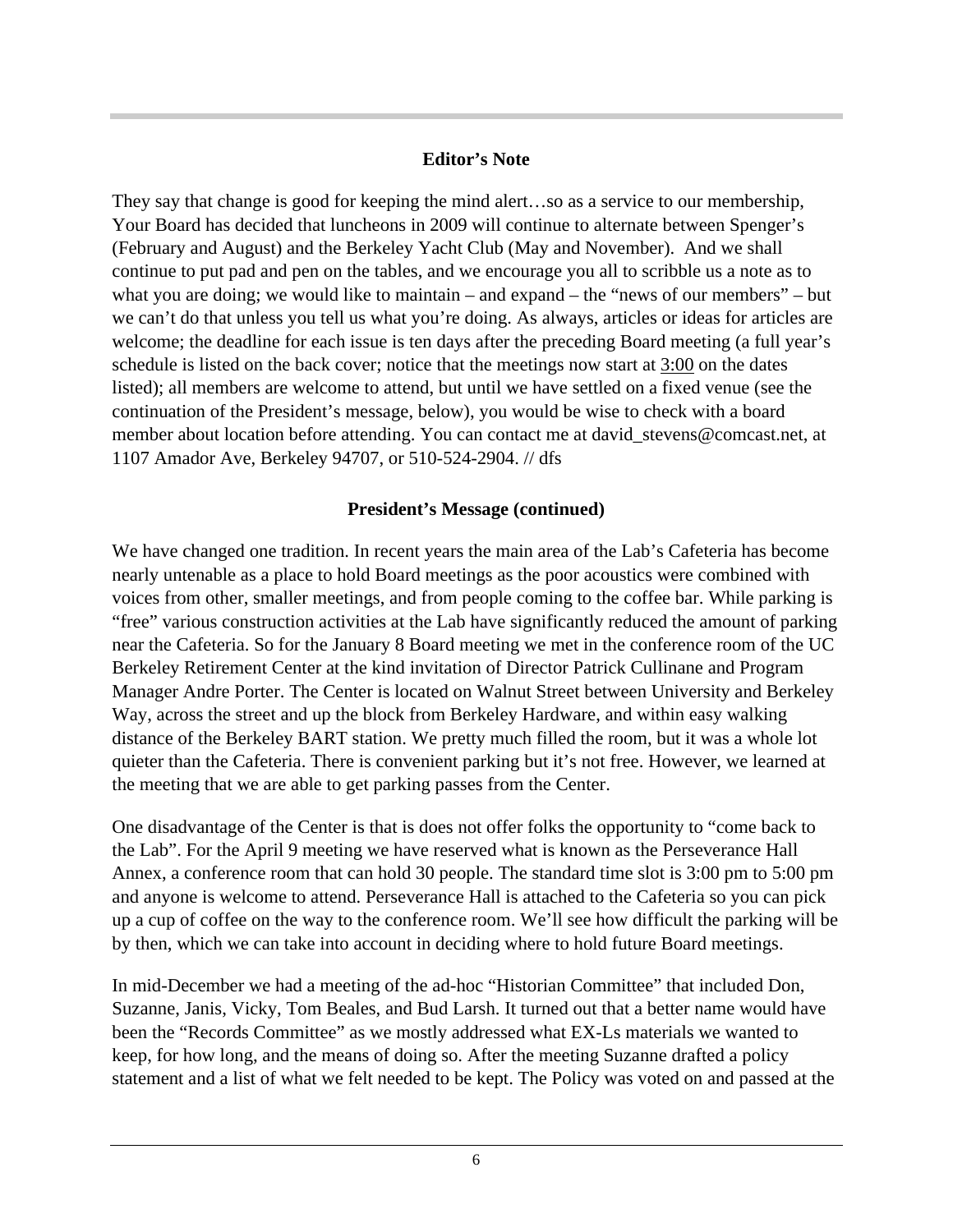### Editor's Note

They say that change is good for keeping the mind alert…so as a service to our membership, Your Board has decided that luncheons in 2009 will continue to alternate between Spenger's (February and August) and the Berkeley Yacht Club (May and November). And we shall continue to put pad and pen on the tables, and we encourage you all to scribble us a note as to what you are doing; we would like to maintain – and expand – the "news of our members" – but we can't do that unless you tell us what you're doing. As always, articles or ideas for articles are welcome; the deadline for each issue is ten days after the preceding Board meeting (a full year's schedule is listed on the back cover; notice that the meetings now start at 3:00 on the dates listed); all members are welcome to attend, but until we have settled on a fixed venue (see the continuation of the President's message, below), you would be wise to check with a board member about location before attending. You can contact me at david_stevens@comcast.net, at 1107 Amador Ave, Berkeley 94707, or 510-524-2904. // dfs

### President's Message (continued)

We have changed one tradition. In recent years the main area of the Lab's Cafeteria has become nearly untenable as a place to hold Board meetings as the poor acoustics were combined with voices from other, smaller meetings, and from people coming to the coffee bar. While parking is "free" various construction activities at the Lab have significantly reduced the amount of parking near the Cafeteria. So for the January 8 Board meeting we met in the conference room of the UC Berkeley Retirement Center at the kind invitation of Director Patrick Cullinane and Program Manager Andre Porter. The Center is located on Walnut Street between University and Berkeley Way, across the street and up the block from Berkeley Hardware, and within easy walking distance of the Berkeley BART station. We pretty much filled the room, but it was a whole lot quieter than the Cafeteria. There is convenient parking but it's not free. However, we learned at the meeting that we are able to get parking passes from the Center.

One disadvantage of the Center is that is does not offer folks the opportunity to "come back to the Lab". For the April 9 meeting we have reserved what is known as the Perseverance Hall Annex, a conference room that can hold 30 people. The standard time slot is 3:00 pm to 5:00 pm and anyone is welcome to attend. Perseverance Hall is attached to the Cafeteria so you can pick up a cup of coffee on the way to the conference room. We'll see how difficult the parking will be by then, which we can take into account in deciding where to hold future Board meetings.

In mid-December we had a meeting of the ad-hoc "Historian Committee" that included Don, Suzanne, Janis, Vicky, Tom Beales, and Bud Larsh. It turned out that a better name would have been the "Records Committee" as we mostly addressed what EX-Ls materials we wanted to keep, for how long, and the means of doing so. After the meeting Suzanne drafted a policy statement and a list of what we felt needed to be kept. The Policy was voted on and passed at the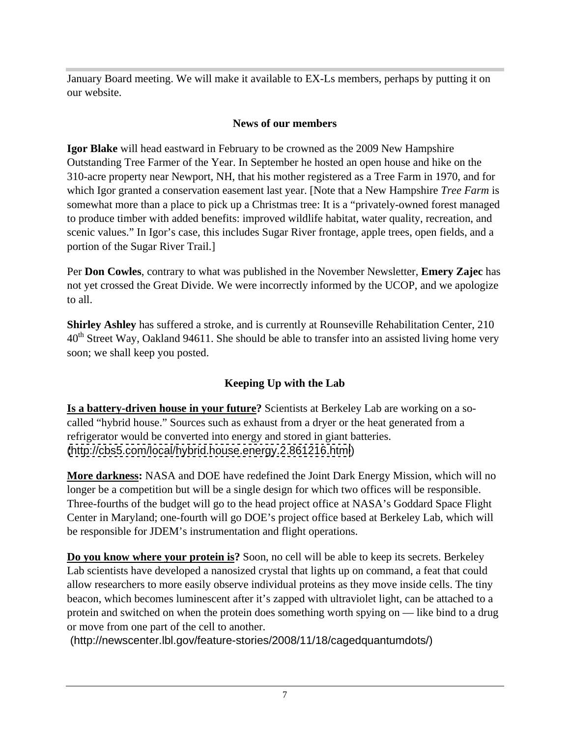January Board meeting. We will make it available to EX-Ls members, perhaps by putting it on our website.

## News of our members

**Igor Blake** will head eastward in February to be crowned as the 2009 New Hampshire Outstanding Tree Farmer of the Year. In September he hosted an open house and hike on the 310-acre property near Newport, NH, that his mother registered as a Tree Farm in 1970, and for which Igor granted a conservation easement last year. [Note that a New Hampshire *Tree Farm* is somewhat more than a place to pick up a Christmas tree: It is a "privately-owned forest managed to produce timber with added benefits: improved wildlife habitat, water quality, recreation, and scenic values." In Igor's case, this includes Sugar River frontage, apple trees, open fields, and a portion of the Sugar River Trail.]

Per **Don Cowles**, contrary to what was published in the November Newsletter, **Emery Zajec** has not yet crossed the Great Divide. We were incorrectly informed by the UCOP, and we apologize to all.

**Shirley Ashley** has suffered a stroke, and is currently at Rounseville Rehabilitation Center, 210 40th Street Way, Oakland 94611. She should be able to transfer into an assisted living home very soon; we shall keep you posted.

## Keeping Up with the Lab

**Is a battery-driven house in your future?** Scientists at Berkeley Lab are working on a so-called "hybrid house." Sources such as exhaust from a dryer or the heat generated from a refrigerator would be converted into energy and stored in giant batteries. (http://cbs5.com/local/hybrid.house.energy.2.861216.html)

**More darkness:** NASA and DOE have redefined the Joint Dark Energy Mission, which will no longer be a competition but will be a single design for which two offices will be responsible. Three-fourths of the budget will go to the head project office at NASA's Goddard Space Flight Center in Maryland; one-fourth will go DOE's project office based at Berkeley Lab, which will be responsible for JDEM's instrumentation and flight operations.

**Do you know where your protein is?** Soon, no cell will be able to keep its secrets. Berkeley Lab scientists have developed a nanosized crystal that lights up on command, a feat that could allow researchers to more easily observe individual proteins as they move inside cells. The tiny beacon, which becomes luminescent after it's zapped with ultraviolet light, can be attached to a protein and switched on when the protein does something worth spying on — like bind to a drug or move from one part of the cell to another.
(http://newscenter.lbl.gov/feature-stories/2008/11/18/cagedquantumdots/)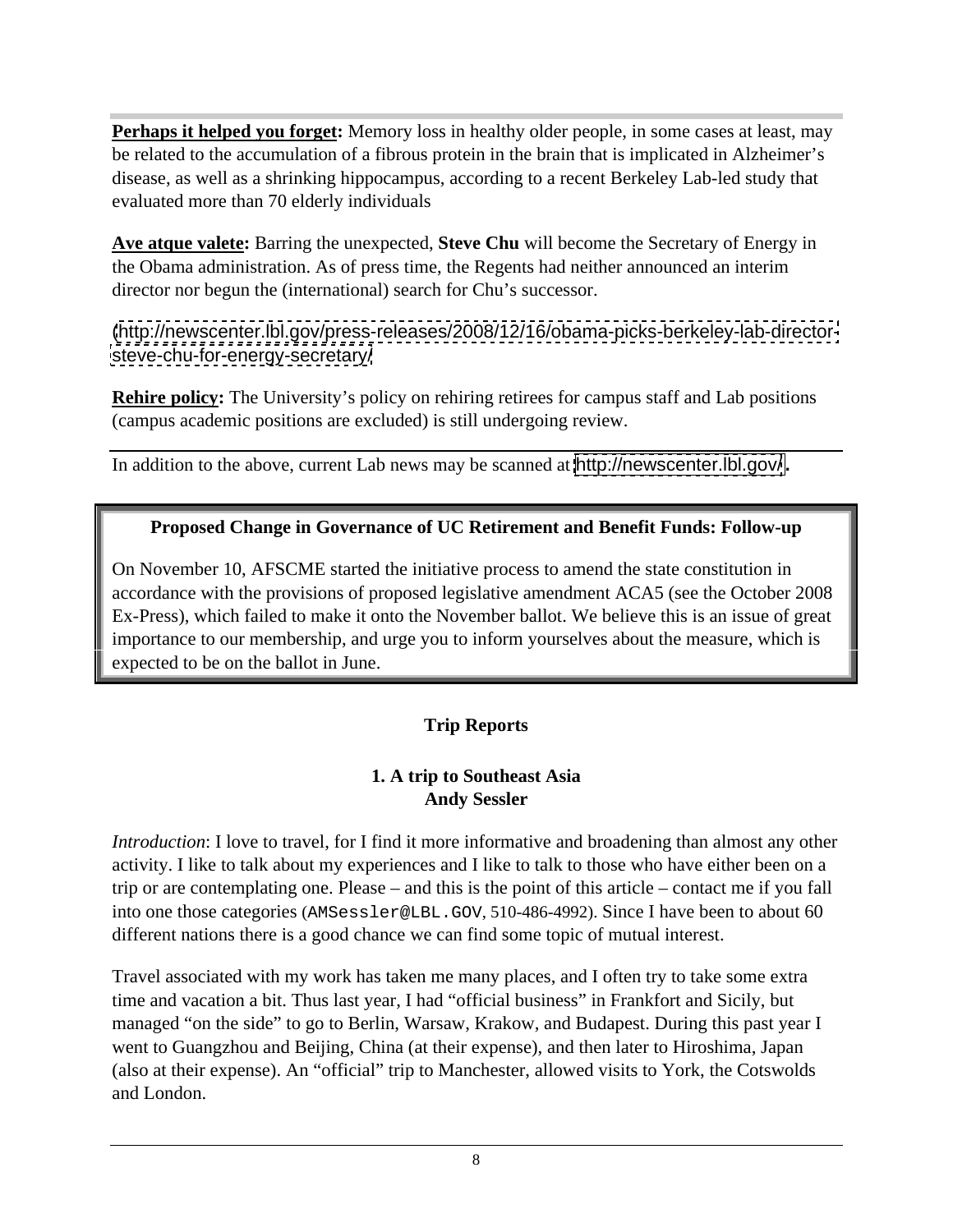**Perhaps it helped you forget:** Memory loss in healthy older people, in some cases at least, may be related to the accumulation of a fibrous protein in the brain that is implicated in Alzheimer's disease, as well as a shrinking hippocampus, according to a recent Berkeley Lab-led study that evaluated more than 70 elderly individuals

**Ave atque valete:** Barring the unexpected, **Steve Chu** will become the Secretary of Energy in the Obama administration. As of press time, the Regents had neither announced an interim director nor begun the (international) search for Chu's successor.

(http://newscenter.lbl.gov/press-releases/2008/12/16/obama-picks-berkeley-lab-director-steve-chu-for-energy-secretary/

**Rehire policy:** The University's policy on rehiring retirees for campus staff and Lab positions (campus academic positions are excluded) is still undergoing review.

---

In addition to the above, current Lab news may be scanned at http://newscenter.lbl.gov/.

---

**Proposed Change in Governance of UC Retirement and Benefit Funds: Follow-up**

On November 10, AFSCME started the initiative process to amend the state constitution in accordance with the provisions of proposed legislative amendment ACA5 (see the October 2008 Ex-Press), which failed to make it onto the November ballot. We believe this is an issue of great importance to our membership, and urge you to inform yourselves about the measure, which is expected to be on the ballot in June.

---

## Trip Reports

### 1. A trip to Southeast Asia
**Andy Sessler**

*Introduction*: I love to travel, for I find it more informative and broadening than almost any other activity. I like to talk about my experiences and I like to talk to those who have either been on a trip or are contemplating one. Please – and this is the point of this article – contact me if you fall into one those categories (AMSessler@LBL.GOV, 510-486-4992). Since I have been to about 60 different nations there is a good chance we can find some topic of mutual interest.

Travel associated with my work has taken me many places, and I often try to take some extra time and vacation a bit. Thus last year, I had "official business" in Frankfort and Sicily, but managed "on the side" to go to Berlin, Warsaw, Krakow, and Budapest. During this past year I went to Guangzhou and Beijing, China (at their expense), and then later to Hiroshima, Japan (also at their expense). An "official" trip to Manchester, allowed visits to York, the Cotswolds and London.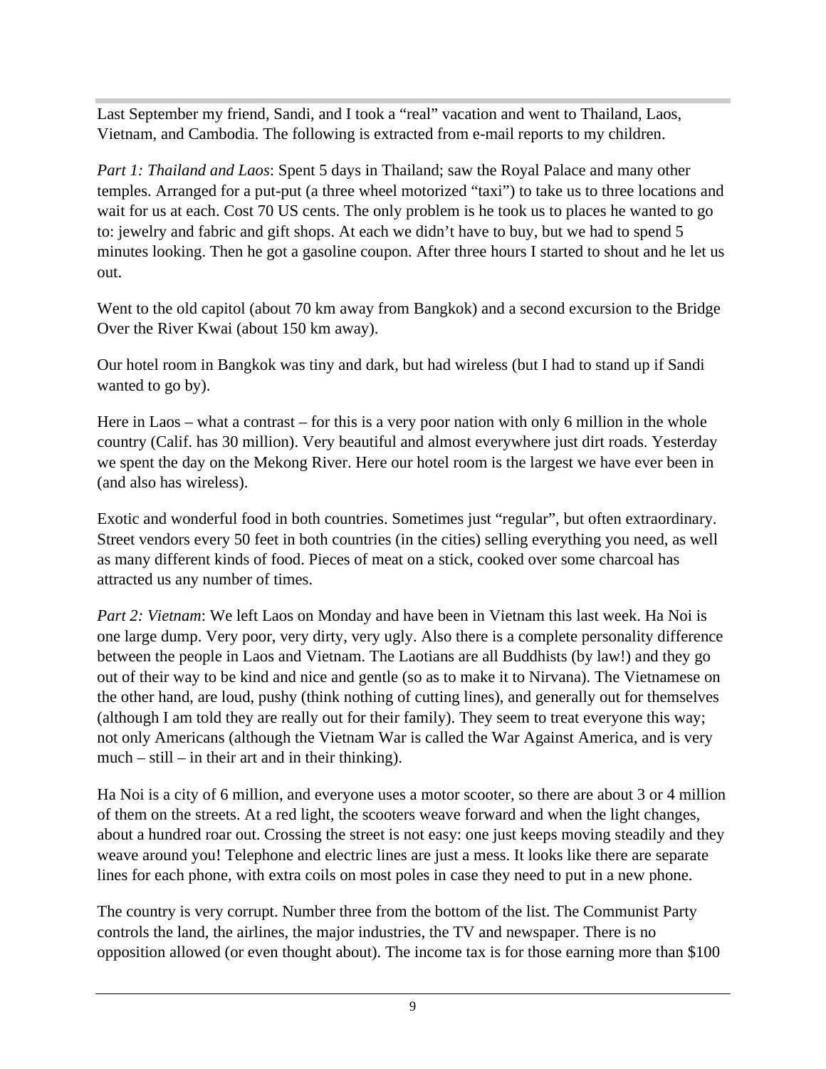Last September my friend, Sandi, and I took a "real" vacation and went to Thailand, Laos, Vietnam, and Cambodia. The following is extracted from e-mail reports to my children.

*Part 1: Thailand and Laos*: Spent 5 days in Thailand; saw the Royal Palace and many other temples. Arranged for a put-put (a three wheel motorized "taxi") to take us to three locations and wait for us at each. Cost 70 US cents. The only problem is he took us to places he wanted to go to: jewelry and fabric and gift shops. At each we didn't have to buy, but we had to spend 5 minutes looking. Then he got a gasoline coupon. After three hours I started to shout and he let us out.

Went to the old capitol (about 70 km away from Bangkok) and a second excursion to the Bridge Over the River Kwai (about 150 km away).

Our hotel room in Bangkok was tiny and dark, but had wireless (but I had to stand up if Sandi wanted to go by).

Here in Laos – what a contrast – for this is a very poor nation with only 6 million in the whole country (Calif. has 30 million). Very beautiful and almost everywhere just dirt roads. Yesterday we spent the day on the Mekong River. Here our hotel room is the largest we have ever been in (and also has wireless).

Exotic and wonderful food in both countries. Sometimes just "regular", but often extraordinary. Street vendors every 50 feet in both countries (in the cities) selling everything you need, as well as many different kinds of food. Pieces of meat on a stick, cooked over some charcoal has attracted us any number of times.

*Part 2: Vietnam*: We left Laos on Monday and have been in Vietnam this last week. Ha Noi is one large dump. Very poor, very dirty, very ugly. Also there is a complete personality difference between the people in Laos and Vietnam. The Laotians are all Buddhists (by law!) and they go out of their way to be kind and nice and gentle (so as to make it to Nirvana). The Vietnamese on the other hand, are loud, pushy (think nothing of cutting lines), and generally out for themselves (although I am told they are really out for their family). They seem to treat everyone this way; not only Americans (although the Vietnam War is called the War Against America, and is very much – still – in their art and in their thinking).

Ha Noi is a city of 6 million, and everyone uses a motor scooter, so there are about 3 or 4 million of them on the streets. At a red light, the scooters weave forward and when the light changes, about a hundred roar out. Crossing the street is not easy: one just keeps moving steadily and they weave around you! Telephone and electric lines are just a mess. It looks like there are separate lines for each phone, with extra coils on most poles in case they need to put in a new phone.

The country is very corrupt. Number three from the bottom of the list. The Communist Party controls the land, the airlines, the major industries, the TV and newspaper. There is no opposition allowed (or even thought about). The income tax is for those earning more than $100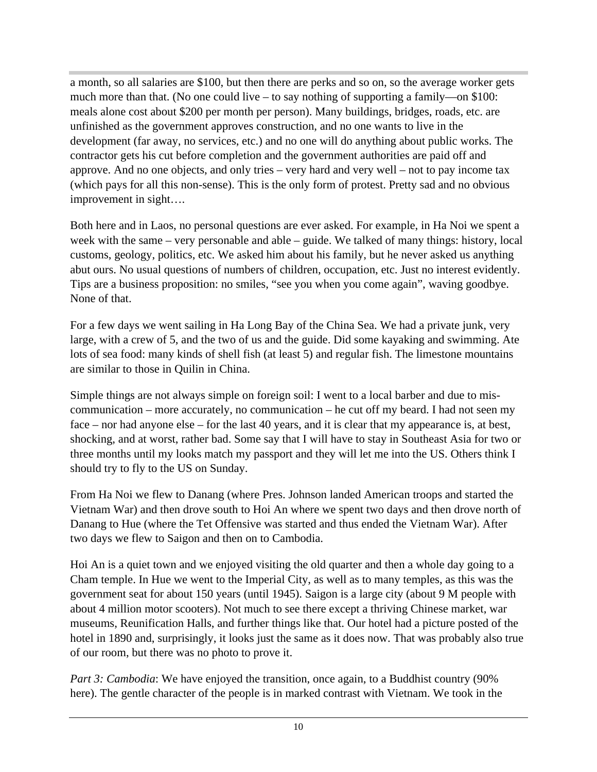a month, so all salaries are $100, but then there are perks and so on, so the average worker gets much more than that. (No one could live – to say nothing of supporting a family—on $100: meals alone cost about $200 per month per person). Many buildings, bridges, roads, etc. are unfinished as the government approves construction, and no one wants to live in the development (far away, no services, etc.) and no one will do anything about public works. The contractor gets his cut before completion and the government authorities are paid off and approve. And no one objects, and only tries – very hard and very well – not to pay income tax (which pays for all this non-sense). This is the only form of protest. Pretty sad and no obvious improvement in sight….

Both here and in Laos, no personal questions are ever asked. For example, in Ha Noi we spent a week with the same – very personable and able – guide. We talked of many things: history, local customs, geology, politics, etc. We asked him about his family, but he never asked us anything abut ours. No usual questions of numbers of children, occupation, etc. Just no interest evidently. Tips are a business proposition: no smiles, "see you when you come again", waving goodbye. None of that.

For a few days we went sailing in Ha Long Bay of the China Sea. We had a private junk, very large, with a crew of 5, and the two of us and the guide. Did some kayaking and swimming. Ate lots of sea food: many kinds of shell fish (at least 5) and regular fish. The limestone mountains are similar to those in Quilin in China.

Simple things are not always simple on foreign soil: I went to a local barber and due to mis-communication – more accurately, no communication – he cut off my beard. I had not seen my face – nor had anyone else – for the last 40 years, and it is clear that my appearance is, at best, shocking, and at worst, rather bad. Some say that I will have to stay in Southeast Asia for two or three months until my looks match my passport and they will let me into the US. Others think I should try to fly to the US on Sunday.

From Ha Noi we flew to Danang (where Pres. Johnson landed American troops and started the Vietnam War) and then drove south to Hoi An where we spent two days and then drove north of Danang to Hue (where the Tet Offensive was started and thus ended the Vietnam War). After two days we flew to Saigon and then on to Cambodia.

Hoi An is a quiet town and we enjoyed visiting the old quarter and then a whole day going to a Cham temple. In Hue we went to the Imperial City, as well as to many temples, as this was the government seat for about 150 years (until 1945). Saigon is a large city (about 9 M people with about 4 million motor scooters). Not much to see there except a thriving Chinese market, war museums, Reunification Halls, and further things like that. Our hotel had a picture posted of the hotel in 1890 and, surprisingly, it looks just the same as it does now. That was probably also true of our room, but there was no photo to prove it.

*Part 3: Cambodia*: We have enjoyed the transition, once again, to a Buddhist country (90% here). The gentle character of the people is in marked contrast with Vietnam. We took in the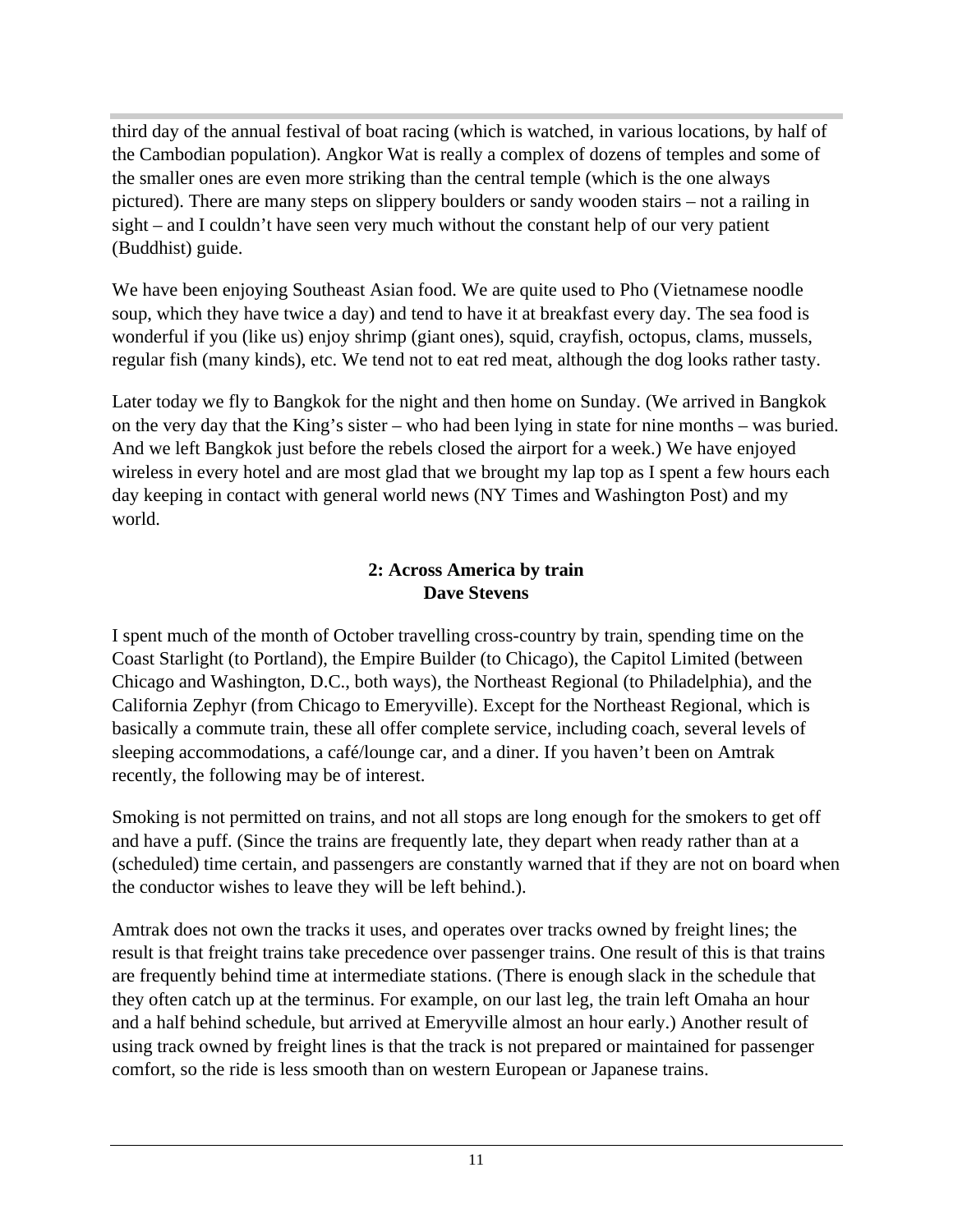third day of the annual festival of boat racing (which is watched, in various locations, by half of the Cambodian population). Angkor Wat is really a complex of dozens of temples and some of the smaller ones are even more striking than the central temple (which is the one always pictured). There are many steps on slippery boulders or sandy wooden stairs – not a railing in sight – and I couldn't have seen very much without the constant help of our very patient (Buddhist) guide.

We have been enjoying Southeast Asian food. We are quite used to Pho (Vietnamese noodle soup, which they have twice a day) and tend to have it at breakfast every day. The sea food is wonderful if you (like us) enjoy shrimp (giant ones), squid, crayfish, octopus, clams, mussels, regular fish (many kinds), etc. We tend not to eat red meat, although the dog looks rather tasty.

Later today we fly to Bangkok for the night and then home on Sunday. (We arrived in Bangkok on the very day that the King's sister – who had been lying in state for nine months – was buried. And we left Bangkok just before the rebels closed the airport for a week.) We have enjoyed wireless in every hotel and are most glad that we brought my lap top as I spent a few hours each day keeping in contact with general world news (NY Times and Washington Post) and my world.

## 2: Across America by train
**Dave Stevens**

I spent much of the month of October travelling cross-country by train, spending time on the Coast Starlight (to Portland), the Empire Builder (to Chicago), the Capitol Limited (between Chicago and Washington, D.C., both ways), the Northeast Regional (to Philadelphia), and the California Zephyr (from Chicago to Emeryville). Except for the Northeast Regional, which is basically a commute train, these all offer complete service, including coach, several levels of sleeping accommodations, a café/lounge car, and a diner. If you haven't been on Amtrak recently, the following may be of interest.

Smoking is not permitted on trains, and not all stops are long enough for the smokers to get off and have a puff. (Since the trains are frequently late, they depart when ready rather than at a (scheduled) time certain, and passengers are constantly warned that if they are not on board when the conductor wishes to leave they will be left behind.).

Amtrak does not own the tracks it uses, and operates over tracks owned by freight lines; the result is that freight trains take precedence over passenger trains. One result of this is that trains are frequently behind time at intermediate stations. (There is enough slack in the schedule that they often catch up at the terminus. For example, on our last leg, the train left Omaha an hour and a half behind schedule, but arrived at Emeryville almost an hour early.) Another result of using track owned by freight lines is that the track is not prepared or maintained for passenger comfort, so the ride is less smooth than on western European or Japanese trains.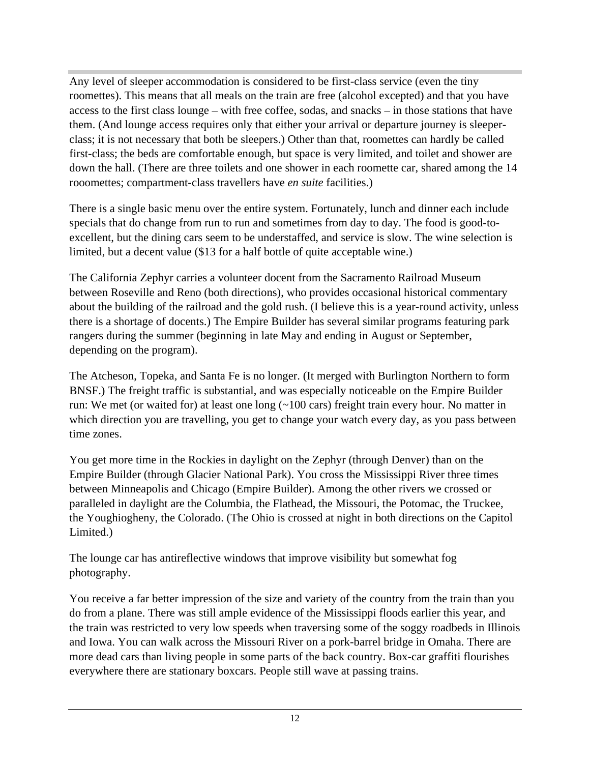Any level of sleeper accommodation is considered to be first-class service (even the tiny roomettes). This means that all meals on the train are free (alcohol excepted) and that you have access to the first class lounge – with free coffee, sodas, and snacks – in those stations that have them. (And lounge access requires only that either your arrival or departure journey is sleeper-class; it is not necessary that both be sleepers.) Other than that, roomettes can hardly be called first-class; the beds are comfortable enough, but space is very limited, and toilet and shower are down the hall. (There are three toilets and one shower in each roomette car, shared among the 14 rooomettes; compartment-class travellers have *en suite* facilities.)

There is a single basic menu over the entire system. Fortunately, lunch and dinner each include specials that do change from run to run and sometimes from day to day. The food is good-to-excellent, but the dining cars seem to be understaffed, and service is slow. The wine selection is limited, but a decent value ($13 for a half bottle of quite acceptable wine.)

The California Zephyr carries a volunteer docent from the Sacramento Railroad Museum between Roseville and Reno (both directions), who provides occasional historical commentary about the building of the railroad and the gold rush. (I believe this is a year-round activity, unless there is a shortage of docents.) The Empire Builder has several similar programs featuring park rangers during the summer (beginning in late May and ending in August or September, depending on the program).

The Atcheson, Topeka, and Santa Fe is no longer. (It merged with Burlington Northern to form BNSF.) The freight traffic is substantial, and was especially noticeable on the Empire Builder run: We met (or waited for) at least one long (~100 cars) freight train every hour. No matter in which direction you are travelling, you get to change your watch every day, as you pass between time zones.

You get more time in the Rockies in daylight on the Zephyr (through Denver) than on the Empire Builder (through Glacier National Park). You cross the Mississippi River three times between Minneapolis and Chicago (Empire Builder). Among the other rivers we crossed or paralleled in daylight are the Columbia, the Flathead, the Missouri, the Potomac, the Truckee, the Youghiogheny, the Colorado. (The Ohio is crossed at night in both directions on the Capitol Limited.)

The lounge car has antireflective windows that improve visibility but somewhat fog photography.

You receive a far better impression of the size and variety of the country from the train than you do from a plane. There was still ample evidence of the Mississippi floods earlier this year, and the train was restricted to very low speeds when traversing some of the soggy roadbeds in Illinois and Iowa. You can walk across the Missouri River on a pork-barrel bridge in Omaha. There are more dead cars than living people in some parts of the back country. Box-car graffiti flourishes everywhere there are stationary boxcars. People still wave at passing trains.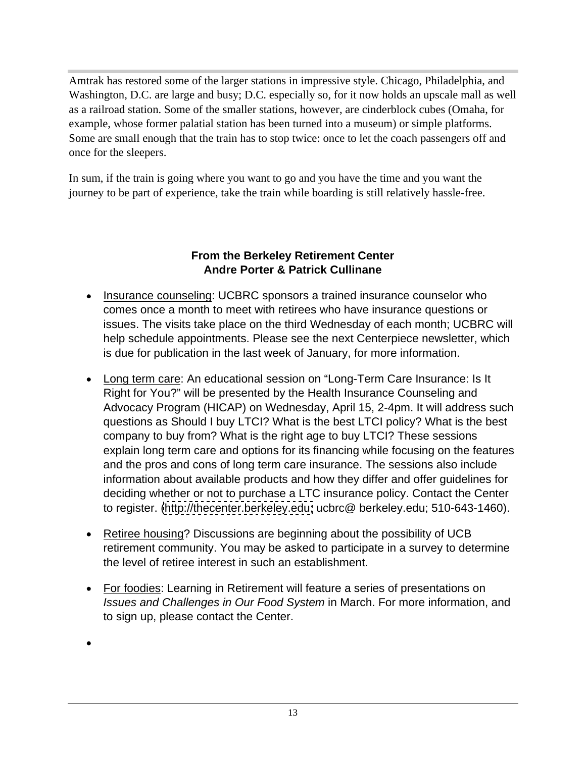Amtrak has restored some of the larger stations in impressive style. Chicago, Philadelphia, and Washington, D.C. are large and busy; D.C. especially so, for it now holds an upscale mall as well as a railroad station. Some of the smaller stations, however, are cinderblock cubes (Omaha, for example, whose former palatial station has been turned into a museum) or simple platforms. Some are small enough that the train has to stop twice: once to let the coach passengers off and once for the sleepers.

In sum, if the train is going where you want to go and you have the time and you want the journey to be part of experience, take the train while boarding is still relatively hassle-free.

## From the Berkeley Retirement Center
### Andre Porter & Patrick Cullinane

- Insurance counseling: UCBRC sponsors a trained insurance counselor who comes once a month to meet with retirees who have insurance questions or issues. The visits take place on the third Wednesday of each month; UCBRC will help schedule appointments. Please see the next Centerpiece newsletter, which is due for publication in the last week of January, for more information.

- Long term care: An educational session on "Long-Term Care Insurance: Is It Right for You?" will be presented by the Health Insurance Counseling and Advocacy Program (HICAP) on Wednesday, April 15, 2-4pm. It will address such questions as Should I buy LTCI? What is the best LTCI policy? What is the best company to buy from? What is the right age to buy LTCI? These sessions explain long term care and options for its financing while focusing on the features and the pros and cons of long term care insurance. The sessions also include information about available products and how they differ and offer guidelines for deciding whether or not to purchase a LTC insurance policy. Contact the Center to register. (http://thecenter.berkeley.edu; ucbrc@ berkeley.edu; 510-643-1460).

- Retiree housing? Discussions are beginning about the possibility of UCB retirement community. You may be asked to participate in a survey to determine the level of retiree interest in such an establishment.

- For foodies: Learning in Retirement will feature a series of presentations on *Issues and Challenges in Our Food System* in March. For more information, and to sign up, please contact the Center.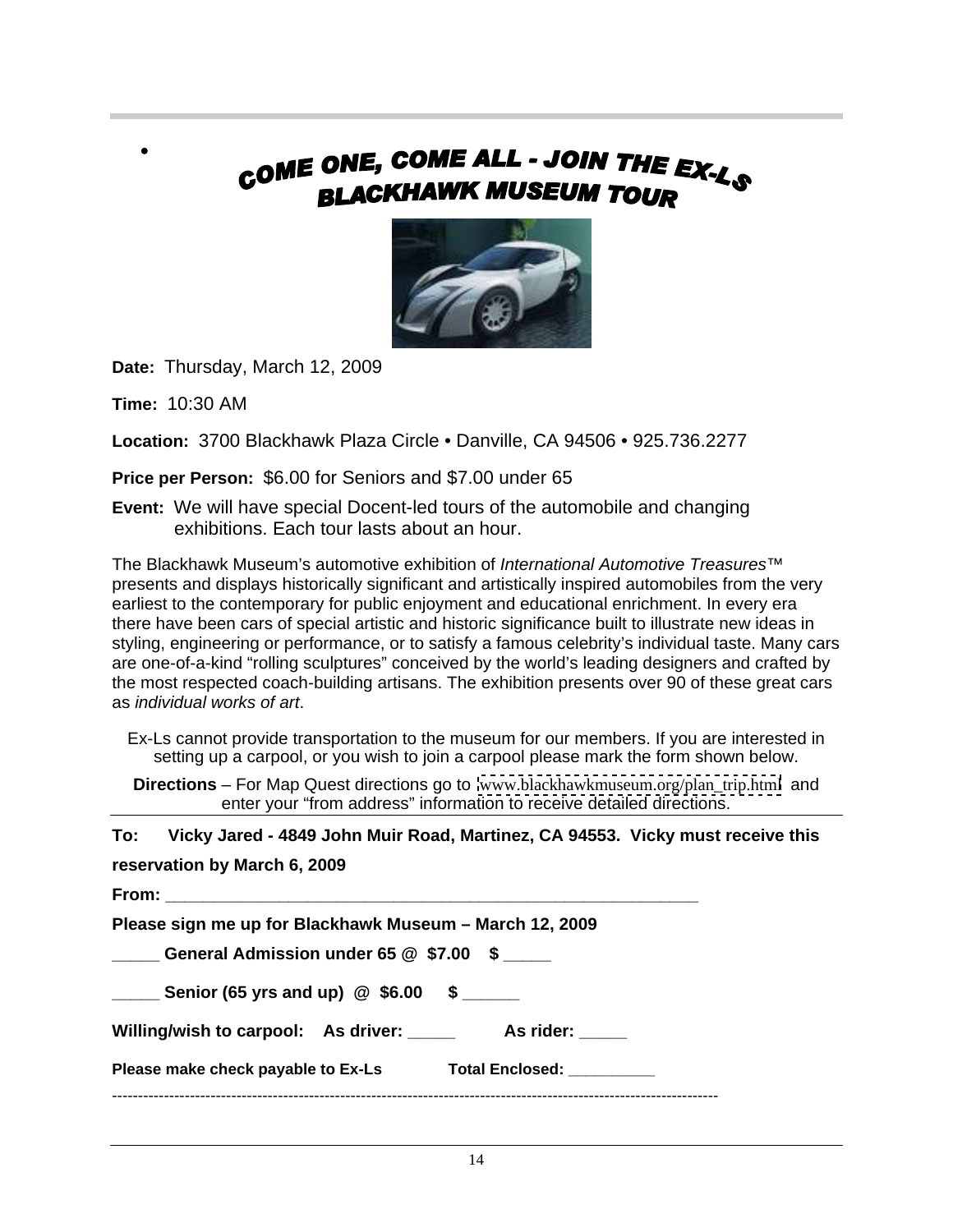# COME ONE, COME ALL - JOIN THE EX-LS BLACKHAWK MUSEUM TOUR

**Date:** Thursday, March 12, 2009

**Time:** 10:30 AM

**Location:** 3700 Blackhawk Plaza Circle • Danville, CA 94506 • 925.736.2277

**Price per Person:** $6.00 for Seniors and $7.00 under 65

**Event:** We will have special Docent-led tours of the automobile and changing exhibitions. Each tour lasts about an hour.

The Blackhawk Museum's automotive exhibition of *International Automotive Treasures™* presents and displays historically significant and artistically inspired automobiles from the very earliest to the contemporary for public enjoyment and educational enrichment. In every era there have been cars of special artistic and historic significance built to illustrate new ideas in styling, engineering or performance, or to satisfy a famous celebrity's individual taste. Many cars are one-of-a-kind "rolling sculptures" conceived by the world's leading designers and crafted by the most respected coach-building artisans. The exhibition presents over 90 of these great cars as *individual works of art*.

Ex-Ls cannot provide transportation to the museum for our members. If you are interested in setting up a carpool, or you wish to join a carpool please mark the form shown below.

**Directions** – For Map Quest directions go to www.blackhawkmuseum.org/plan_trip.html and enter your "from address" information to receive detailed directions.

---

**To: Vicky Jared - 4849 John Muir Road, Martinez, CA 94553. Vicky must receive this reservation by March 6, 2009**

**From: ___________________________________________________________**

**Please sign me up for Blackhawk Museum – March 12, 2009**

**_____ General Admission under 65 @ $7.00 $ _____**

**_____ Senior (65 yrs and up) @ $6.00 $ ______**

**Willing/wish to carpool: As driver: _____ As rider: _____**

**Please make check payable to Ex-Ls Total Enclosed: __________**

-------------------------------------------------------------------------------------------------------------------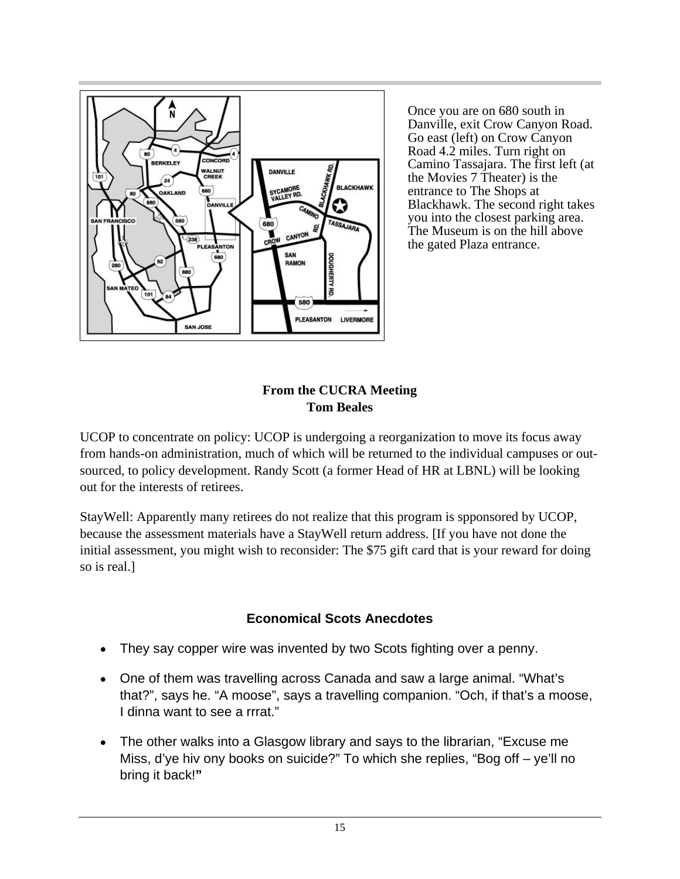Once you are on 680 south in Danville, exit Crow Canyon Road. Go east (left) on Crow Canyon Road 4.2 miles. Turn right on Camino Tassajara. The first left (at the Movies 7 Theater) is the entrance to The Shops at Blackhawk. The second right takes you into the closest parking area. The Museum is on the hill above the gated Plaza entrance.

**From the CUCRA Meeting**
**Tom Beales**

UCOP to concentrate on policy: UCOP is undergoing a reorganization to move its focus away from hands-on administration, much of which will be returned to the individual campuses or out-sourced, to policy development. Randy Scott (a former Head of HR at LBNL) will be looking out for the interests of retirees.

StayWell: Apparently many retirees do not realize that this program is spponsored by UCOP, because the assessment materials have a StayWell return address. [If you have not done the initial assessment, you might wish to reconsider: The $75 gift card that is your reward for doing so is real.]

## Economical Scots Anecdotes

- They say copper wire was invented by two Scots fighting over a penny.
- One of them was travelling across Canada and saw a large animal. “What’s that?”, says he. “A moose”, says a travelling companion. “Och, if that’s a moose, I dinna want to see a rrrat.”
- The other walks into a Glasgow library and says to the librarian, “Excuse me Miss, d’ye hiv ony books on suicide?” To which she replies, “Bog off – ye’ll no bring it back!”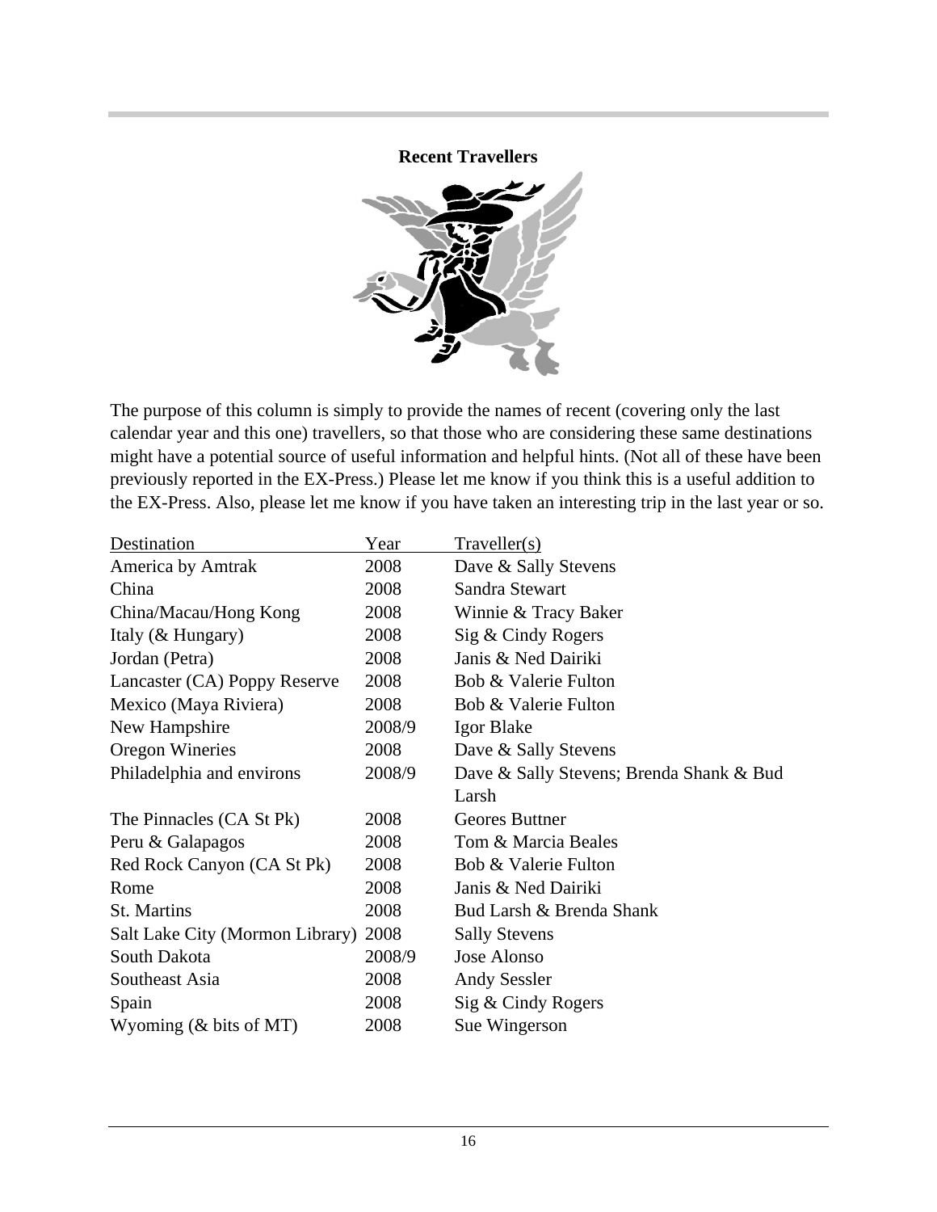**Recent Travellers**

The purpose of this column is simply to provide the names of recent (covering only the last calendar year and this one) travellers, so that those who are considering these same destinations might have a potential source of useful information and helpful hints. (Not all of these have been previously reported in the EX-Press.) Please let me know if you think this is a useful addition to the EX-Press. Also, please let me know if you have taken an interesting trip in the last year or so.

| Destination | Year | Traveller(s) |
|---|---|---|
| America by Amtrak | 2008 | Dave & Sally Stevens |
| China | 2008 | Sandra Stewart |
| China/Macau/Hong Kong | 2008 | Winnie & Tracy Baker |
| Italy (& Hungary) | 2008 | Sig & Cindy Rogers |
| Jordan (Petra) | 2008 | Janis & Ned Dairiki |
| Lancaster (CA) Poppy Reserve | 2008 | Bob & Valerie Fulton |
| Mexico (Maya Riviera) | 2008 | Bob & Valerie Fulton |
| New Hampshire | 2008/9 | Igor Blake |
| Oregon Wineries | 2008 | Dave & Sally Stevens |
| Philadelphia and environs | 2008/9 | Dave & Sally Stevens; Brenda Shank & Bud Larsh |
| The Pinnacles (CA St Pk) | 2008 | Geores Buttner |
| Peru & Galapagos | 2008 | Tom & Marcia Beales |
| Red Rock Canyon (CA St Pk) | 2008 | Bob & Valerie Fulton |
| Rome | 2008 | Janis & Ned Dairiki |
| St. Martins | 2008 | Bud Larsh & Brenda Shank |
| Salt Lake City (Mormon Library) | 2008 | Sally Stevens |
| South Dakota | 2008/9 | Jose Alonso |
| Southeast Asia | 2008 | Andy Sessler |
| Spain | 2008 | Sig & Cindy Rogers |
| Wyoming (& bits of MT) | 2008 | Sue Wingerson |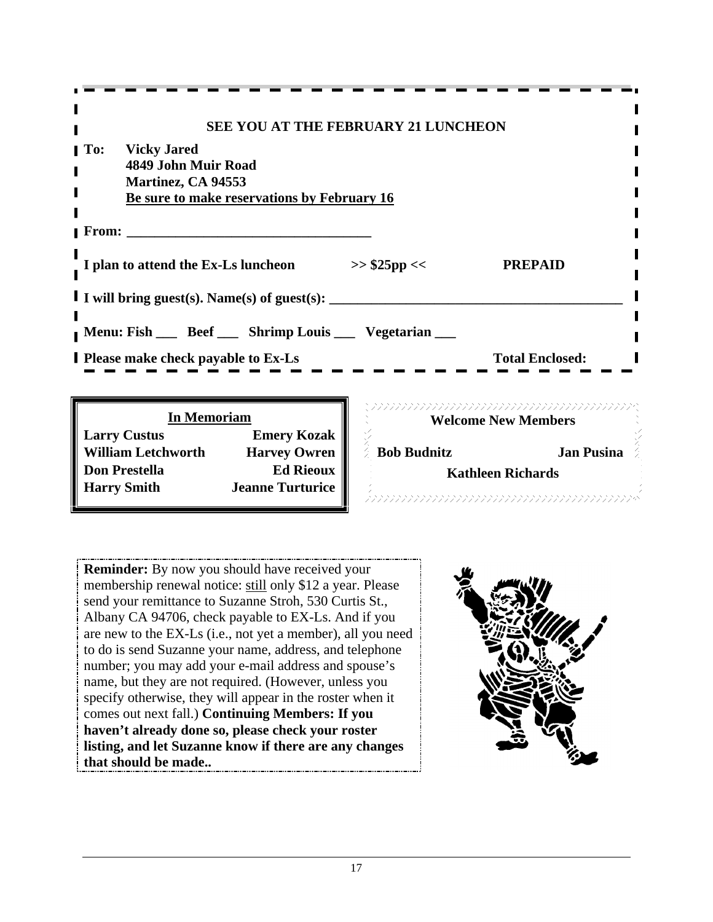**SEE YOU AT THE FEBRUARY 21 LUNCHEON**

**To: Vicky Jared**
**4849 John Muir Road**
**Martinez, CA 94553**
**Be sure to make reservations by February 16**

**From: ___________________________________**

**I plan to attend the Ex-Ls luncheon >> $25pp << PREPAID**

**I will bring guest(s). Name(s) of guest(s): ________________________________________**

**Menu: Fish ___ Beef ___ Shrimp Louis ___ Vegetarian ___**

**Please make check payable to Ex-Ls** **Total Enclosed:**

**In Memoriam**

| | |
|---|---|
| **Larry Custus** | **Emery Kozak** |
| **William Letchworth** | **Harvey Owren** |
| **Don Prestella** | **Ed Rieoux** |
| **Harry Smith** | **Jeanne Turturice** |

**Welcome New Members**

**Bob Budnitz** **Jan Pusina**

**Kathleen Richards**

**Reminder:** By now you should have received your membership renewal notice: still only $12 a year. Please send your remittance to Suzanne Stroh, 530 Curtis St., Albany CA 94706, check payable to EX-Ls. And if you are new to the EX-Ls (i.e., not yet a member), all you need to do is send Suzanne your name, address, and telephone number; you may add your e-mail address and spouse's name, but they are not required. (However, unless you specify otherwise, they will appear in the roster when it comes out next fall.) **Continuing Members: If you haven't already done so, please check your roster listing, and let Suzanne know if there are any changes that should be made..**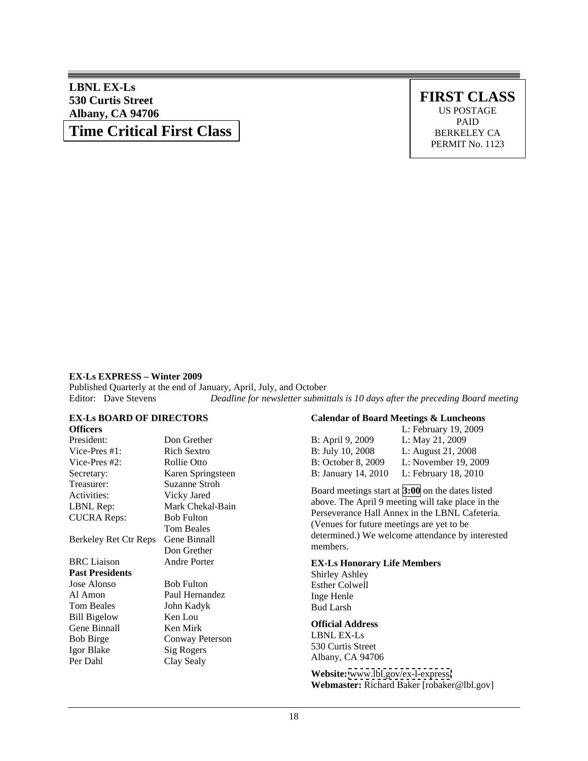**LBNL EX-Ls**
**530 Curtis Street**
**Albany, CA 94706**

**Time Critical First Class**

**FIRST CLASS**
US POSTAGE
PAID
BERKELEY CA
PERMIT No. 1123

**EX-Ls EXPRESS – Winter 2009**
Published Quarterly at the end of January, April, July, and October
Editor: Dave Stevens *Deadline for newsletter submittals is 10 days after the preceding Board meeting*

**EX-Ls BOARD OF DIRECTORS**

**Officers**

| | |
|---|---|
| President: | Don Grether |
| Vice-Pres #1: | Rich Sextro |
| Vice-Pres #2: | Rollie Otto |
| Secretary: | Karen Springsteen |
| Treasurer: | Suzanne Stroh |
| Activities: | Vicky Jared |
| LBNL Rep: | Mark Chekal-Bain |
| CUCRA Reps: | Bob Fulton |
| | Tom Beales |
| Berkeley Ret Ctr Reps | Gene Binnall |
| | Don Grether |
| BRC Liaison | Andre Porter |

**Past Presidents**

| | |
|---|---|
| Jose Alonso | Bob Fulton |
| Al Amon | Paul Hernandez |
| Tom Beales | John Kadyk |
| Bill Bigelow | Ken Lou |
| Gene Binnall | Ken Mirk |
| Bob Birge | Conway Peterson |
| Igor Blake | Sig Rogers |
| Per Dahl | Clay Sealy |

**Calendar of Board Meetings & Luncheons**

| | |
|---|---|
| | L: February 19, 2009 |
| B: April 9, 2009 | L: May 21, 2009 |
| B: July 10, 2008 | L: August 21, 2008 |
| B: October 8, 2009 | L: November 19, 2009 |
| B: January 14, 2010 | L: February 18, 2010 |

Board meetings start at **3:00** on the dates listed above. The April 9 meeting will take place in the Perseverance Hall Annex in the LBNL Cafeteria. (Venues for future meetings are yet to be determined.) We welcome attendance by interested members.

**EX-Ls Honorary Life Members**
Shirley Ashley
Esther Colwell
Inge Henle
Bud Larsh

**Official Address**
LBNL EX-Ls
530 Curtis Street
Albany, CA 94706

**Website:** www.lbl.gov/ex-l-express/
**Webmaster:** Richard Baker [robaker@lbl.gov]